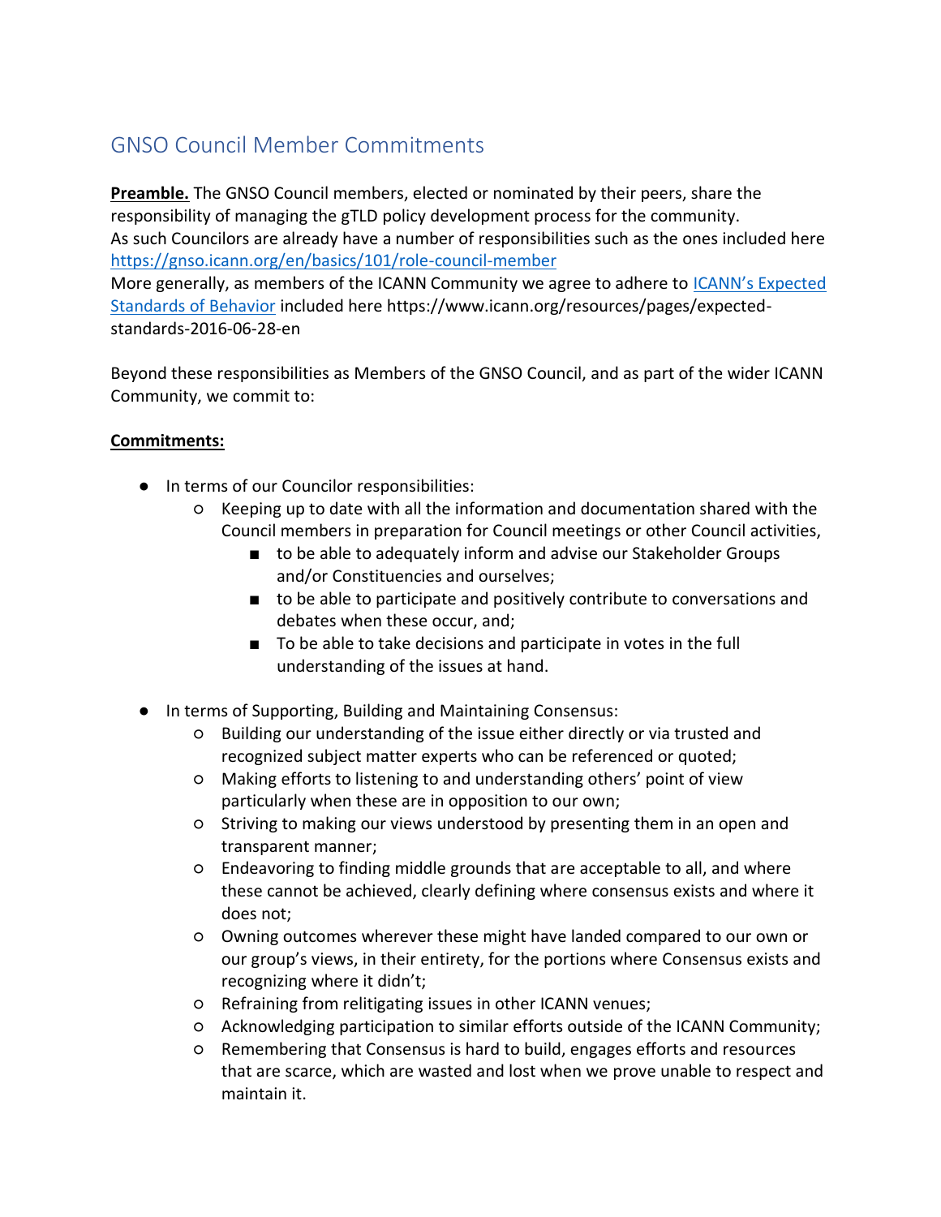## GNSO Council Member Commitments

**Preamble.** The GNSO Council members, elected or nominated by their peers, share the responsibility of managing the gTLD policy development process for the community.
As such Councilors are already have a number of responsibilities such as the ones included here https://gnso.icann.org/en/basics/101/role-council-member
More generally, as members of the ICANN Community we agree to adhere to [ICANN's Expected Standards of Behavior](https://www.icann.org/resources/pages/expected-standards-2016-06-28-en) included here https://www.icann.org/resources/pages/expected-standards-2016-06-28-en

Beyond these responsibilities as Members of the GNSO Council, and as part of the wider ICANN Community, we commit to:

**Commitments:**

- In terms of our Councilor responsibilities:
  - Keeping up to date with all the information and documentation shared with the Council members in preparation for Council meetings or other Council activities,
    - to be able to adequately inform and advise our Stakeholder Groups and/or Constituencies and ourselves;
    - to be able to participate and positively contribute to conversations and debates when these occur, and;
    - To be able to take decisions and participate in votes in the full understanding of the issues at hand.

- In terms of Supporting, Building and Maintaining Consensus:
  - Building our understanding of the issue either directly or via trusted and recognized subject matter experts who can be referenced or quoted;
  - Making efforts to listening to and understanding others' point of view particularly when these are in opposition to our own;
  - Striving to making our views understood by presenting them in an open and transparent manner;
  - Endeavoring to finding middle grounds that are acceptable to all, and where these cannot be achieved, clearly defining where consensus exists and where it does not;
  - Owning outcomes wherever these might have landed compared to our own or our group's views, in their entirety, for the portions where Consensus exists and recognizing where it didn't;
  - Refraining from relitigating issues in other ICANN venues;
  - Acknowledging participation to similar efforts outside of the ICANN Community;
  - Remembering that Consensus is hard to build, engages efforts and resources that are scarce, which are wasted and lost when we prove unable to respect and maintain it.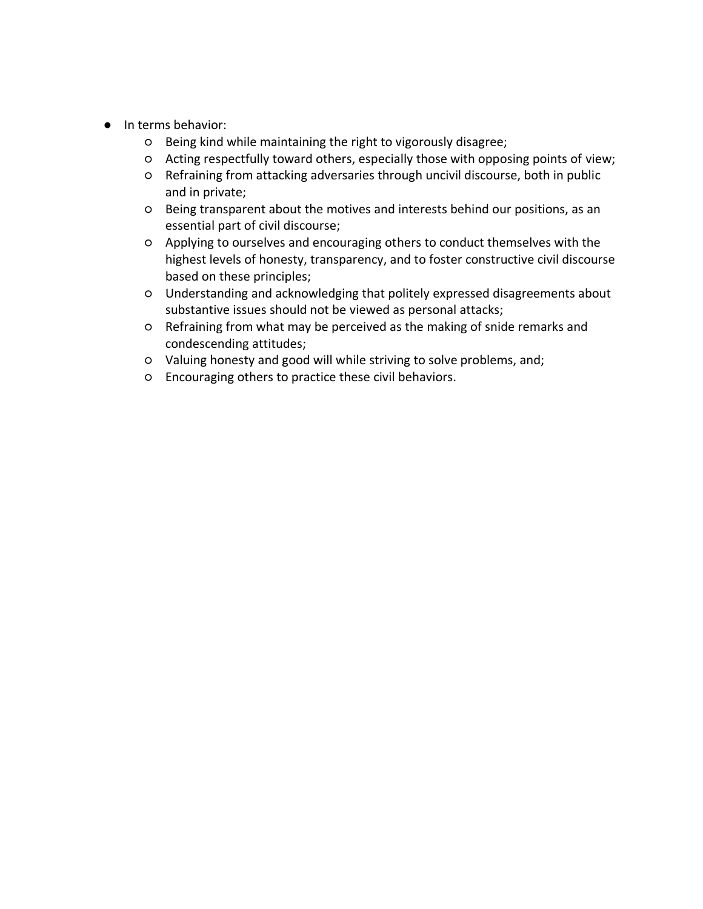- In terms behavior:
  - Being kind while maintaining the right to vigorously disagree;
  - Acting respectfully toward others, especially those with opposing points of view;
  - Refraining from attacking adversaries through uncivil discourse, both in public and in private;
  - Being transparent about the motives and interests behind our positions, as an essential part of civil discourse;
  - Applying to ourselves and encouraging others to conduct themselves with the highest levels of honesty, transparency, and to foster constructive civil discourse based on these principles;
  - Understanding and acknowledging that politely expressed disagreements about substantive issues should not be viewed as personal attacks;
  - Refraining from what may be perceived as the making of snide remarks and condescending attitudes;
  - Valuing honesty and good will while striving to solve problems, and;
  - Encouraging others to practice these civil behaviors.